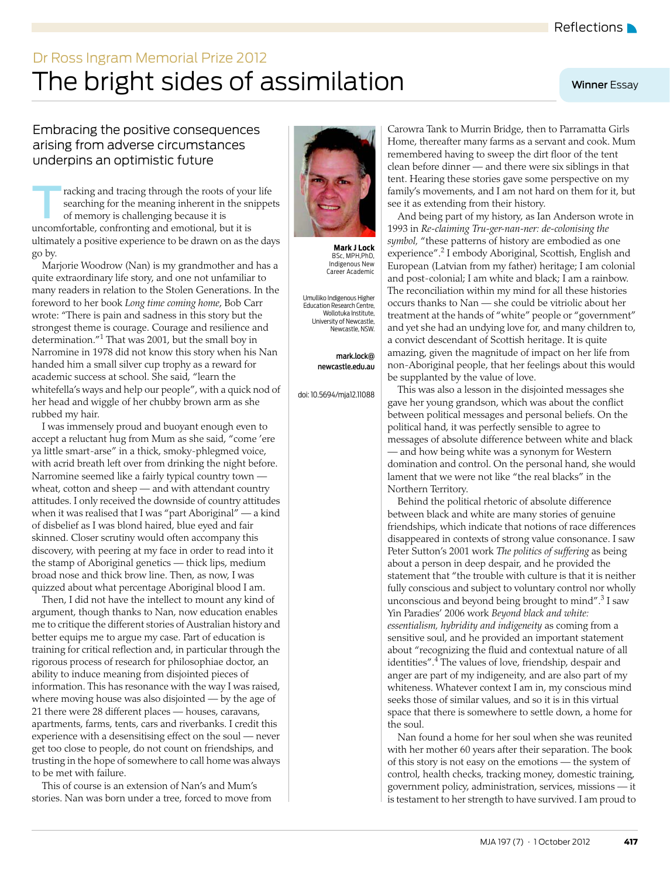Dr Ross Ingram Memorial Prize 2012

# The bright sides of assimilation

Winner Essay

## Embracing the positive consequences arising from adverse circumstances underpins an optimistic future

**Mark J Lock**
BSc, MPH,PhD,
Indigenous New Career Academic

Umulliko Indigenous Higher Education Research Centre, Wollotuka Institute, University of Newcastle, Newcastle, NSW.

mark.lock@newcastle.edu.au

doi: 10.5694/mja12.11088

Tracking and tracing through the roots of your life searching for the meaning inherent in the snippets of memory is challenging because it is uncomfortable, confronting and emotional, but it is ultimately a positive experience to be drawn on as the days go by.

Marjorie Woodrow (Nan) is my grandmother and has a quite extraordinary life story, and one not unfamiliar to many readers in relation to the Stolen Generations. In the foreword to her book *Long time coming home*, Bob Carr wrote: "There is pain and sadness in this story but the strongest theme is courage. Courage and resilience and determination."[1] That was 2001, but the small boy in Narromine in 1978 did not know this story when his Nan handed him a small silver cup trophy as a reward for academic success at school. She said, "learn the whitefella's ways and help our people", with a quick nod of her head and wiggle of her chubby brown arm as she rubbed my hair.

I was immensely proud and buoyant enough even to accept a reluctant hug from Mum as she said, "come 'ere ya little smart-arse" in a thick, smoky-phlegmed voice, with acrid breath left over from drinking the night before. Narromine seemed like a fairly typical country town — wheat, cotton and sheep — and with attendant country attitudes. I only received the downside of country attitudes when it was realised that I was "part Aboriginal" — a kind of disbelief as I was blond haired, blue eyed and fair skinned. Closer scrutiny would often accompany this discovery, with peering at my face in order to read into it the stamp of Aboriginal genetics — thick lips, medium broad nose and thick brow line. Then, as now, I was quizzed about what percentage Aboriginal blood I am.

Then, I did not have the intellect to mount any kind of argument, though thanks to Nan, now education enables me to critique the different stories of Australian history and better equips me to argue my case. Part of education is training for critical reflection and, in particular through the rigorous process of research for philosophiae doctor, an ability to induce meaning from disjointed pieces of information. This has resonance with the way I was raised, where moving house was also disjointed — by the age of 21 there were 28 different places — houses, caravans, apartments, farms, tents, cars and riverbanks. I credit this experience with a desensitising effect on the soul — never get too close to people, do not count on friendships, and trusting in the hope of somewhere to call home was always to be met with failure.

This of course is an extension of Nan's and Mum's stories. Nan was born under a tree, forced to move from Carowra Tank to Murrin Bridge, then to Parramatta Girls Home, thereafter many farms as a servant and cook. Mum remembered having to sweep the dirt floor of the tent clean before dinner — and there were six siblings in that tent. Hearing these stories gave some perspective on my family's movements, and I am not hard on them for it, but see it as extending from their history.

And being part of my history, as Ian Anderson wrote in 1993 in *Re-claiming Tru-ger-nan-ner: de-colonising the symbol*, "these patterns of history are embodied as one experience".[2] I embody Aboriginal, Scottish, English and European (Latvian from my father) heritage; I am colonial and post-colonial; I am white and black; I am a rainbow. The reconciliation within my mind for all these histories occurs thanks to Nan — she could be vitriolic about her treatment at the hands of "white" people or "government" and yet she had an undying love for, and many children to, a convict descendant of Scottish heritage. It is quite amazing, given the magnitude of impact on her life from non-Aboriginal people, that her feelings about this would be supplanted by the value of love.

This was also a lesson in the disjointed messages she gave her young grandson, which was about the conflict between political messages and personal beliefs. On the political hand, it was perfectly sensible to agree to messages of absolute difference between white and black — and how being white was a synonym for Western domination and control. On the personal hand, she would lament that we were not like "the real blacks" in the Northern Territory.

Behind the political rhetoric of absolute difference between black and white are many stories of genuine friendships, which indicate that notions of race differences disappeared in contexts of strong value consonance. I saw Peter Sutton's 2001 work *The politics of suffering* as being about a person in deep despair, and he provided the statement that "the trouble with culture is that it is neither fully conscious and subject to voluntary control nor wholly unconscious and beyond being brought to mind".[3] I saw Yin Paradies' 2006 work *Beyond black and white: essentialism, hybridity and indigeneity* as coming from a sensitive soul, and he provided an important statement about "recognizing the fluid and contextual nature of all identities".[4] The values of love, friendship, despair and anger are part of my indigeneity, and are also part of my whiteness. Whatever context I am in, my conscious mind seeks those of similar values, and so it is in this virtual space that there is somewhere to settle down, a home for the soul.

Nan found a home for her soul when she was reunited with her mother 60 years after their separation. The book of this story is not easy on the emotions — the system of control, health checks, tracking money, domestic training, government policy, administration, services, missions — it is testament to her strength to have survived. I am proud to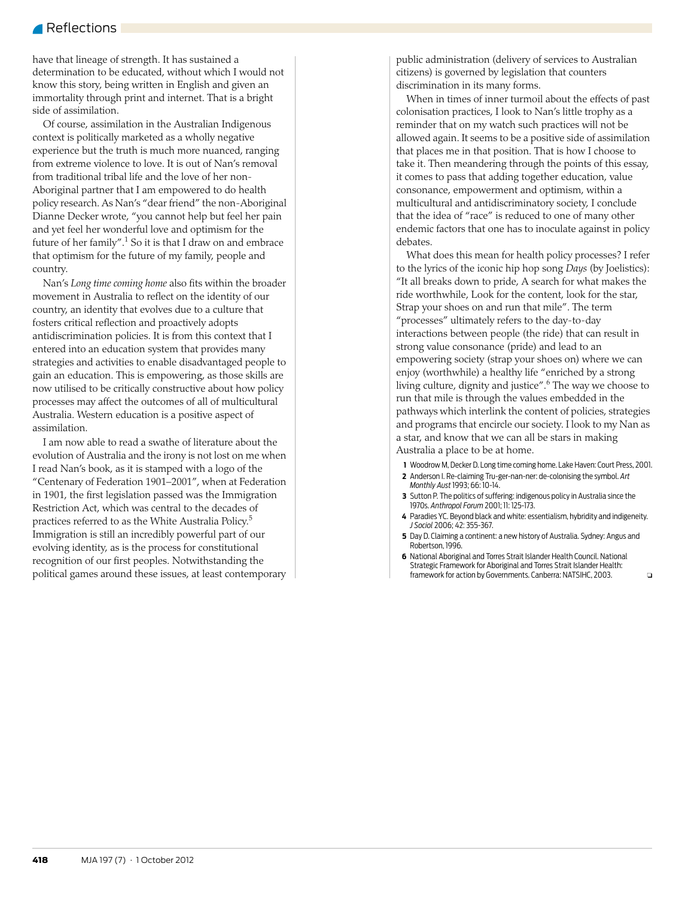have that lineage of strength. It has sustained a determination to be educated, without which I would not know this story, being written in English and given an immortality through print and internet. That is a bright side of assimilation.

Of course, assimilation in the Australian Indigenous context is politically marketed as a wholly negative experience but the truth is much more nuanced, ranging from extreme violence to love. It is out of Nan's removal from traditional tribal life and the love of her non-Aboriginal partner that I am empowered to do health policy research. As Nan's "dear friend" the non-Aboriginal Dianne Decker wrote, "you cannot help but feel her pain and yet feel her wonderful love and optimism for the future of her family".[1] So it is that I draw on and embrace that optimism for the future of my family, people and country.

Nan's *Long time coming home* also fits within the broader movement in Australia to reflect on the identity of our country, an identity that evolves due to a culture that fosters critical reflection and proactively adopts antidiscrimination policies. It is from this context that I entered into an education system that provides many strategies and activities to enable disadvantaged people to gain an education. This is empowering, as those skills are now utilised to be critically constructive about how policy processes may affect the outcomes of all of multicultural Australia. Western education is a positive aspect of assimilation.

I am now able to read a swathe of literature about the evolution of Australia and the irony is not lost on me when I read Nan's book, as it is stamped with a logo of the "Centenary of Federation 1901–2001", when at Federation in 1901, the first legislation passed was the Immigration Restriction Act, which was central to the decades of practices referred to as the White Australia Policy.[5] Immigration is still an incredibly powerful part of our evolving identity, as is the process for constitutional recognition of our first peoples. Notwithstanding the political games around these issues, at least contemporary public administration (delivery of services to Australian citizens) is governed by legislation that counters discrimination in its many forms.

When in times of inner turmoil about the effects of past colonisation practices, I look to Nan's little trophy as a reminder that on my watch such practices will not be allowed again. It seems to be a positive side of assimilation that places me in that position. That is how I choose to take it. Then meandering through the points of this essay, it comes to pass that adding together education, value consonance, empowerment and optimism, within a multicultural and antidiscriminatory society, I conclude that the idea of "race" is reduced to one of many other endemic factors that one has to inoculate against in policy debates.

What does this mean for health policy processes? I refer to the lyrics of the iconic hip hop song *Days* (by Joelistics): "It all breaks down to pride, A search for what makes the ride worthwhile, Look for the content, look for the star, Strap your shoes on and run that mile". The term "processes" ultimately refers to the day-to-day interactions between people (the ride) that can result in strong value consonance (pride) and lead to an empowering society (strap your shoes on) where we can enjoy (worthwhile) a healthy life "enriched by a strong living culture, dignity and justice".[6] The way we choose to run that mile is through the values embedded in the pathways which interlink the content of policies, strategies and programs that encircle our society. I look to my Nan as a star, and know that we can all be stars in making Australia a place to be at home.

1. Woodrow M, Decker D. Long time coming home. Lake Haven: Court Press, 2001.
2. Anderson I. Re-claiming Tru-ger-nan-ner: de-colonising the symbol. *Art Monthly Aust* 1993; 66: 10-14.
3. Sutton P. The politics of suffering: indigenous policy in Australia since the 1970s. *Anthropol Forum* 2001; 11: 125-173.
4. Paradies YC. Beyond black and white: essentialism, hybridity and indigeneity. *J Sociol* 2006; 42: 355-367.
5. Day D. Claiming a continent: a new history of Australia. Sydney: Angus and Robertson, 1996.
6. National Aboriginal and Torres Strait Islander Health Council. National Strategic Framework for Aboriginal and Torres Strait Islander Health: framework for action by Governments. Canberra: NATSIHC, 2003.